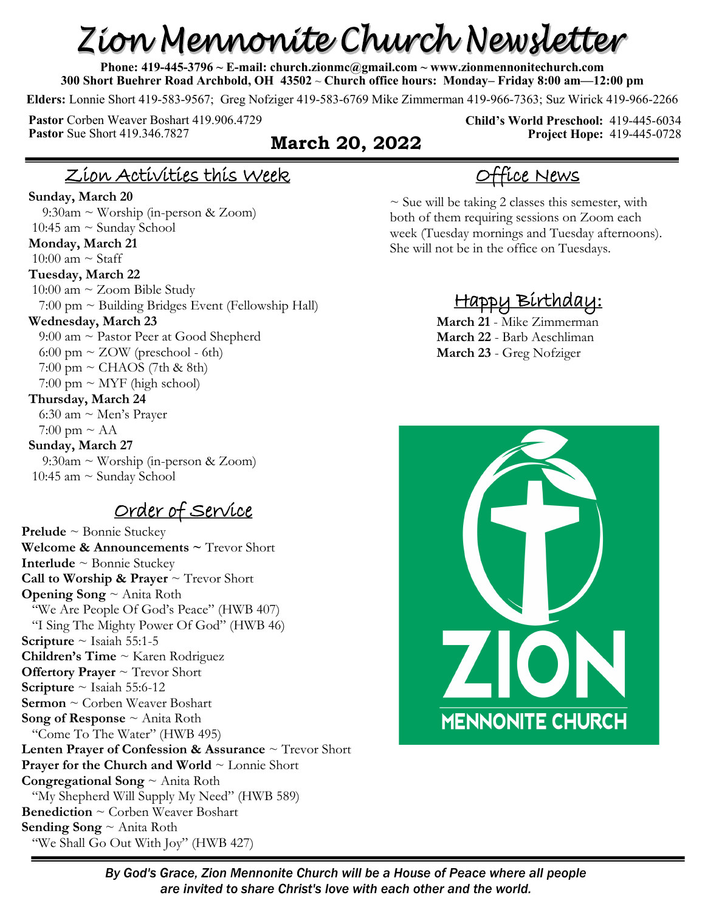# Zion Mennonite Church Newsletter

**Phone: 419-445-3796 ~ E-mail: church.zionmc@gmail.com ~ www.zionmennonitechurch.com**
**300 Short Buehrer Road Archbold, OH 43502 ~ Church office hours: Monday– Friday 8:00 am—12:00 pm**

**Elders:** Lonnie Short 419-583-9567; Greg Nofziger 419-583-6769 Mike Zimmerman 419-966-7363; Suz Wirick 419-966-2266

**Pastor** Corben Weaver Boshart 419.906.4729
**Pastor** Sue Short 419.346.7827

**Child's World Preschool:** 419-445-6034
**Project Hope:** 419-445-0728

## March 20, 2022

## Zion Activities this Week

**Sunday, March 20**
9:30am ~ Worship (in-person & Zoom)
10:45 am ~ Sunday School

**Monday, March 21**
10:00 am ~ Staff

**Tuesday, March 22**
10:00 am ~ Zoom Bible Study
7:00 pm ~ Building Bridges Event (Fellowship Hall)

**Wednesday, March 23**
9:00 am ~ Pastor Peer at Good Shepherd
6:00 pm ~ ZOW (preschool - 6th)
7:00 pm ~ CHAOS (7th & 8th)
7:00 pm ~ MYF (high school)

**Thursday, March 24**
6:30 am ~ Men's Prayer
7:00 pm ~ AA

**Sunday, March 27**
9:30am ~ Worship (in-person & Zoom)
10:45 am ~ Sunday School

## Order of Service

**Prelude** ~ Bonnie Stuckey
**Welcome & Announcements ~** Trevor Short
**Interlude** ~ Bonnie Stuckey
**Call to Worship & Prayer** ~ Trevor Short
**Opening Song** ~ Anita Roth
"We Are People Of God's Peace" (HWB 407)
"I Sing The Mighty Power Of God" (HWB 46)
**Scripture** ~ Isaiah 55:1-5
**Children's Time** ~ Karen Rodriguez
**Offertory Prayer** ~ Trevor Short
**Scripture** ~ Isaiah 55:6-12
**Sermon** ~ Corben Weaver Boshart
**Song of Response** ~ Anita Roth
"Come To The Water" (HWB 495)
**Lenten Prayer of Confession & Assurance** ~ Trevor Short
**Prayer for the Church and World** ~ Lonnie Short
**Congregational Song** ~ Anita Roth
"My Shepherd Will Supply My Need" (HWB 589)
**Benediction** ~ Corben Weaver Boshart
**Sending Song** ~ Anita Roth
"We Shall Go Out With Joy" (HWB 427)

## Office News

~ Sue will be taking 2 classes this semester, with both of them requiring sessions on Zoom each week (Tuesday mornings and Tuesday afternoons). She will not be in the office on Tuesdays.

## Happy Birthday:

**March 21** - Mike Zimmerman
**March 22** - Barb Aeschliman
**March 23** - Greg Nofziger

ZION MENNONITE CHURCH

*By God's Grace, Zion Mennonite Church will be a House of Peace where all people are invited to share Christ's love with each other and the world.*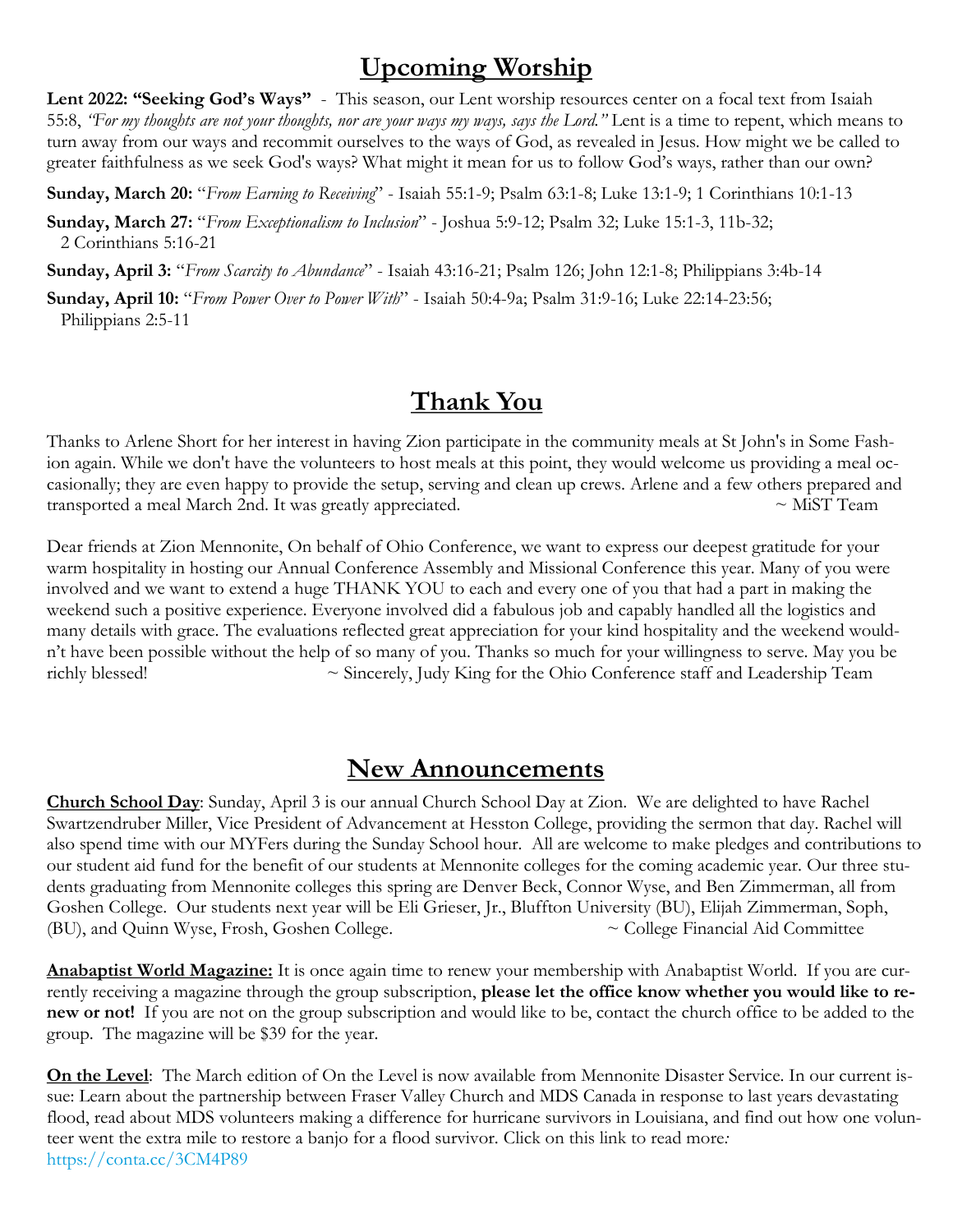## Upcoming Worship

**Lent 2022: "Seeking God's Ways"** - This season, our Lent worship resources center on a focal text from Isaiah 55:8, *"For my thoughts are not your thoughts, nor are your ways my ways, says the Lord."* Lent is a time to repent, which means to turn away from our ways and recommit ourselves to the ways of God, as revealed in Jesus. How might we be called to greater faithfulness as we seek God's ways? What might it mean for us to follow God's ways, rather than our own?

**Sunday, March 20:** "*From Earning to Receiving*" - Isaiah 55:1-9; Psalm 63:1-8; Luke 13:1-9; 1 Corinthians 10:1-13

**Sunday, March 27:** "*From Exceptionalism to Inclusion*" - Joshua 5:9-12; Psalm 32; Luke 15:1-3, 11b-32; 2 Corinthians 5:16-21

**Sunday, April 3:** "*From Scarcity to Abundance*" - Isaiah 43:16-21; Psalm 126; John 12:1-8; Philippians 3:4b-14

**Sunday, April 10:** "*From Power Over to Power With*" - Isaiah 50:4-9a; Psalm 31:9-16; Luke 22:14-23:56; Philippians 2:5-11

## Thank You

Thanks to Arlene Short for her interest in having Zion participate in the community meals at St John's in Some Fashion again. While we don't have the volunteers to host meals at this point, they would welcome us providing a meal occasionally; they are even happy to provide the setup, serving and clean up crews. Arlene and a few others prepared and transported a meal March 2nd. It was greatly appreciated. ~ MiST Team

Dear friends at Zion Mennonite, On behalf of Ohio Conference, we want to express our deepest gratitude for your warm hospitality in hosting our Annual Conference Assembly and Missional Conference this year. Many of you were involved and we want to extend a huge THANK YOU to each and every one of you that had a part in making the weekend such a positive experience. Everyone involved did a fabulous job and capably handled all the logistics and many details with grace. The evaluations reflected great appreciation for your kind hospitality and the weekend wouldn't have been possible without the help of so many of you. Thanks so much for your willingness to serve. May you be richly blessed! ~ Sincerely, Judy King for the Ohio Conference staff and Leadership Team

## New Announcements

**Church School Day**: Sunday, April 3 is our annual Church School Day at Zion. We are delighted to have Rachel Swartzendruber Miller, Vice President of Advancement at Hesston College, providing the sermon that day. Rachel will also spend time with our MYFers during the Sunday School hour. All are welcome to make pledges and contributions to our student aid fund for the benefit of our students at Mennonite colleges for the coming academic year. Our three students graduating from Mennonite colleges this spring are Denver Beck, Connor Wyse, and Ben Zimmerman, all from Goshen College. Our students next year will be Eli Grieser, Jr., Bluffton University (BU), Elijah Zimmerman, Soph, (BU), and Quinn Wyse, Frosh, Goshen College. ~ College Financial Aid Committee

**Anabaptist World Magazine:** It is once again time to renew your membership with Anabaptist World. If you are currently receiving a magazine through the group subscription, **please let the office know whether you would like to renew or not!** If you are not on the group subscription and would like to be, contact the church office to be added to the group. The magazine will be $39 for the year.

**On the Level**: The March edition of On the Level is now available from Mennonite Disaster Service. In our current issue: Learn about the partnership between Fraser Valley Church and MDS Canada in response to last years devastating flood, read about MDS volunteers making a difference for hurricane survivors in Louisiana, and find out how one volunteer went the extra mile to restore a banjo for a flood survivor. Click on this link to read more*:* https://conta.cc/3CM4P89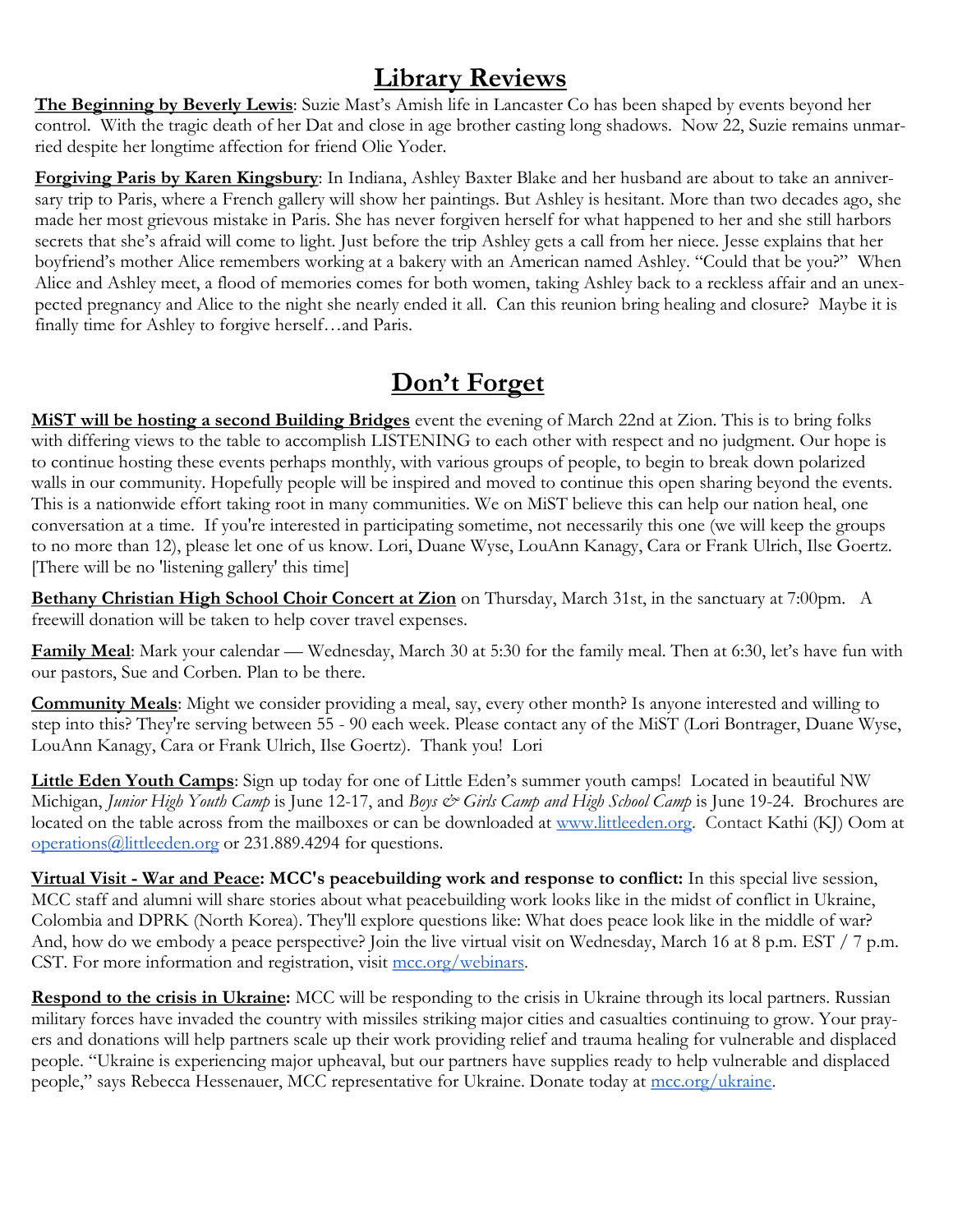# Library Reviews

**The Beginning by Beverly Lewis**: Suzie Mast's Amish life in Lancaster Co has been shaped by events beyond her control. With the tragic death of her Dat and close in age brother casting long shadows. Now 22, Suzie remains unmarried despite her longtime affection for friend Olie Yoder.

**Forgiving Paris by Karen Kingsbury**: In Indiana, Ashley Baxter Blake and her husband are about to take an anniversary trip to Paris, where a French gallery will show her paintings. But Ashley is hesitant. More than two decades ago, she made her most grievous mistake in Paris. She has never forgiven herself for what happened to her and she still harbors secrets that she's afraid will come to light. Just before the trip Ashley gets a call from her niece. Jesse explains that her boyfriend's mother Alice remembers working at a bakery with an American named Ashley. "Could that be you?" When Alice and Ashley meet, a flood of memories comes for both women, taking Ashley back to a reckless affair and an unexpected pregnancy and Alice to the night she nearly ended it all. Can this reunion bring healing and closure? Maybe it is finally time for Ashley to forgive herself…and Paris.

# Don't Forget

**MiST will be hosting a second Building Bridges** event the evening of March 22nd at Zion. This is to bring folks with differing views to the table to accomplish LISTENING to each other with respect and no judgment. Our hope is to continue hosting these events perhaps monthly, with various groups of people, to begin to break down polarized walls in our community. Hopefully people will be inspired and moved to continue this open sharing beyond the events. This is a nationwide effort taking root in many communities. We on MiST believe this can help our nation heal, one conversation at a time. If you're interested in participating sometime, not necessarily this one (we will keep the groups to no more than 12), please let one of us know. Lori, Duane Wyse, LouAnn Kanagy, Cara or Frank Ulrich, Ilse Goertz. [There will be no 'listening gallery' this time]

**Bethany Christian High School Choir Concert at Zion** on Thursday, March 31st, in the sanctuary at 7:00pm. A freewill donation will be taken to help cover travel expenses.

**Family Meal**: Mark your calendar — Wednesday, March 30 at 5:30 for the family meal. Then at 6:30, let's have fun with our pastors, Sue and Corben. Plan to be there.

**Community Meals**: Might we consider providing a meal, say, every other month? Is anyone interested and willing to step into this? They're serving between 55 - 90 each week. Please contact any of the MiST (Lori Bontrager, Duane Wyse, LouAnn Kanagy, Cara or Frank Ulrich, Ilse Goertz). Thank you! Lori

**Little Eden Youth Camps**: Sign up today for one of Little Eden's summer youth camps! Located in beautiful NW Michigan, *Junior High Youth Camp* is June 12-17, and *Boys & Girls Camp and High School Camp* is June 19-24. Brochures are located on the table across from the mailboxes or can be downloaded at www.littleeden.org. Contact Kathi (KJ) Oom at operations@littleeden.org or 231.889.4294 for questions.

**Virtual Visit - War and Peace: MCC's peacebuilding work and response to conflict:** In this special live session, MCC staff and alumni will share stories about what peacebuilding work looks like in the midst of conflict in Ukraine, Colombia and DPRK (North Korea). They'll explore questions like: What does peace look like in the middle of war? And, how do we embody a peace perspective? Join the live virtual visit on Wednesday, March 16 at 8 p.m. EST / 7 p.m. CST. For more information and registration, visit mcc.org/webinars.

**Respond to the crisis in Ukraine:** MCC will be responding to the crisis in Ukraine through its local partners. Russian military forces have invaded the country with missiles striking major cities and casualties continuing to grow. Your prayers and donations will help partners scale up their work providing relief and trauma healing for vulnerable and displaced people. "Ukraine is experiencing major upheaval, but our partners have supplies ready to help vulnerable and displaced people," says Rebecca Hessenauer, MCC representative for Ukraine. Donate today at mcc.org/ukraine.